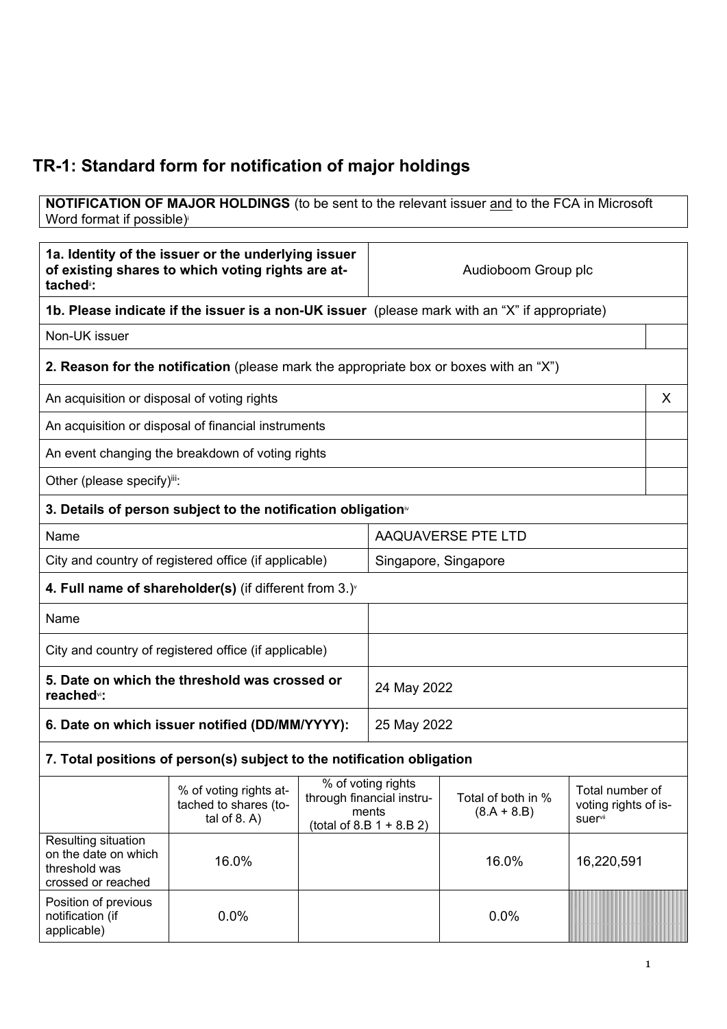# TR-1: Standard form for notification of major holdings

| **NOTIFICATION OF MAJOR HOLDINGS** (to be sent to the relevant issuer and to the FCA in Microsoft Word format if possible)[i] |
|---|

| **1a. Identity of the issuer or the underlying issuer of existing shares to which voting rights are attached**[ii]**:** | Audioboom Group plc |
|---|---|

**1b. Please indicate if the issuer is a non-UK issuer** (please mark with an "X" if appropriate)

| Non-UK issuer | |
|---|---|

**2. Reason for the notification** (please mark the appropriate box or boxes with an "X")

| | |
|---|---|
| An acquisition or disposal of voting rights | X |
| An acquisition or disposal of financial instruments | |
| An event changing the breakdown of voting rights | |
| Other (please specify)[iii]: | |

**3. Details of person subject to the notification obligation**[iv]

| | |
|---|---|
| Name | AAQUAVERSE PTE LTD |
| City and country of registered office (if applicable) | Singapore, Singapore |

**4. Full name of shareholder(s)** (if different from 3.)[v]

| | |
|---|---|
| Name | |
| City and country of registered office (if applicable) | |

| | |
|---|---|
| **5. Date on which the threshold was crossed or reached**[vi]**:** | 24 May 2022 |
| **6. Date on which issuer notified (DD/MM/YYYY):** | 25 May 2022 |

**7. Total positions of person(s) subject to the notification obligation**

| | % of voting rights attached to shares (total of 8. A) | % of voting rights through financial instruments (total of 8.B 1 + 8.B 2) | Total of both in % (8.A + 8.B) | Total number of voting rights of issuer[vii] |
|---|---|---|---|---|
| Resulting situation on the date on which threshold was crossed or reached | 16.0% | | 16.0% | 16,220,591 |
| Position of previous notification (if applicable) | 0.0% | | 0.0% | |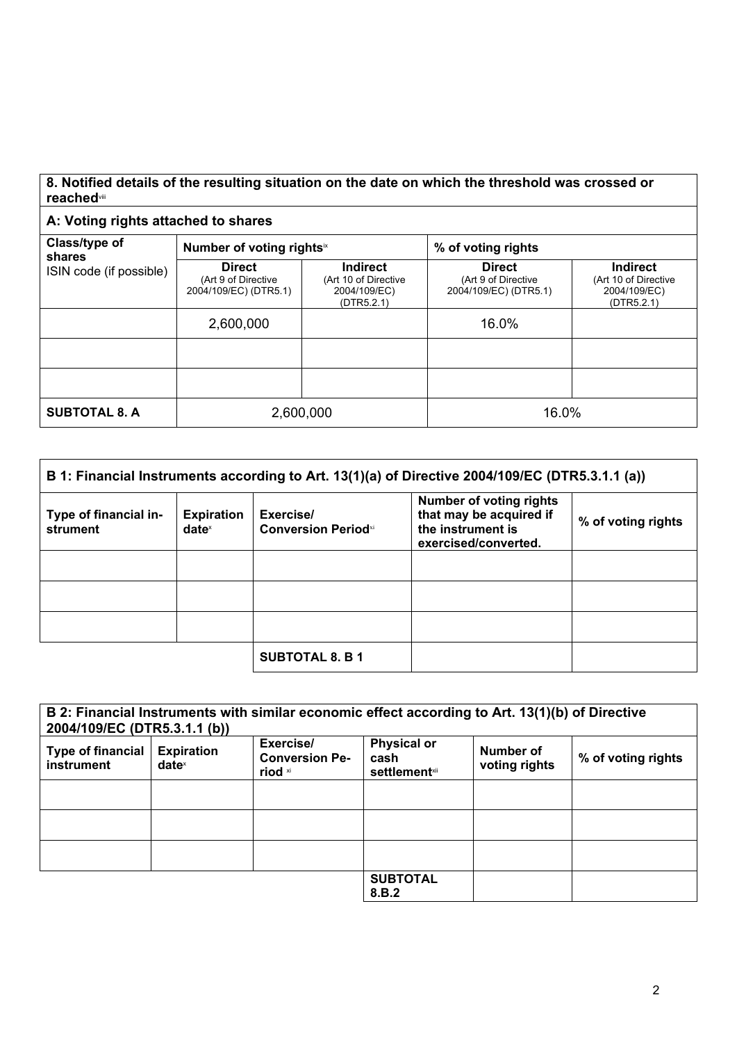**8. Notified details of the resulting situation on the date on which the threshold was crossed or reached**[viii]

| **A: Voting rights attached to shares** | | | | |
|---|---|---|---|---|
| **Class/type of shares** ISIN code (if possible) | **Number of voting rights**[ix] | | **% of voting rights** | |
| | **Direct** (Art 9 of Directive 2004/109/EC) (DTR5.1) | **Indirect** (Art 10 of Directive 2004/109/EC) (DTR5.2.1) | **Direct** (Art 9 of Directive 2004/109/EC) (DTR5.1) | **Indirect** (Art 10 of Directive 2004/109/EC) (DTR5.2.1) |
| | 2,600,000 | | 16.0% | |
| | | | | |
| | | | | |
| **SUBTOTAL 8. A** | 2,600,000 | | 16.0% | |

| **B 1: Financial Instruments according to Art. 13(1)(a) of Directive 2004/109/EC (DTR5.3.1.1 (a))** | | | | |
|---|---|---|---|---|
| **Type of financial instrument** | **Expiration date**[x] | **Exercise/ Conversion Period**[xi] | **Number of voting rights that may be acquired if the instrument is exercised/converted.** | **% of voting rights** |
| | | | | |
| | | | | |
| | | | | |
| | | **SUBTOTAL 8. B 1** | | |

| **B 2: Financial Instruments with similar economic effect according to Art. 13(1)(b) of Directive 2004/109/EC (DTR5.3.1.1 (b))** | | | | | |
|---|---|---|---|---|---|
| **Type of financial instrument** | **Expiration date**[x] | **Exercise/ Conversion Period** [xi] | **Physical or cash settlement**[xii] | **Number of voting rights** | **% of voting rights** |
| | | | | | |
| | | | | | |
| | | | | | |
| | | | **SUBTOTAL 8.B.2** | | |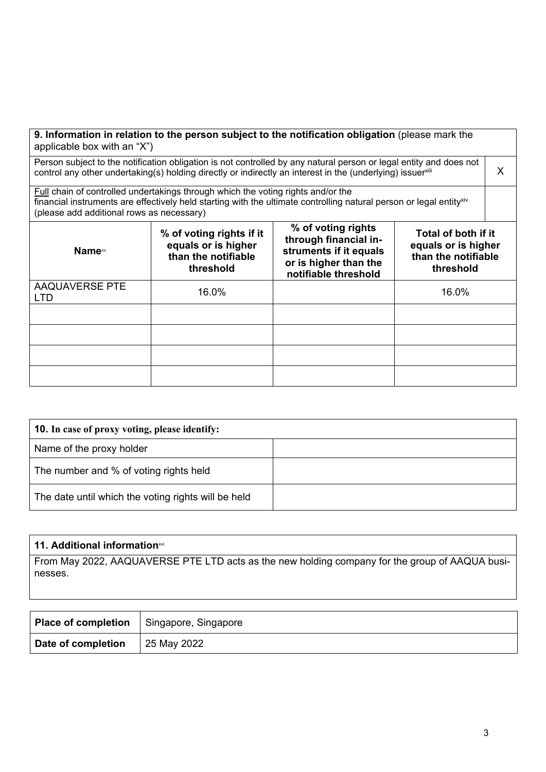**9. Information in relation to the person subject to the notification obligation** (please mark the applicable box with an "X")

| | |
|---|---|
| Person subject to the notification obligation is not controlled by any natural person or legal entity and does not control any other undertaking(s) holding directly or indirectly an interest in the (underlying) issuer[xiii] | X |
| Full chain of controlled undertakings through which the voting rights and/or the financial instruments are effectively held starting with the ultimate controlling natural person or legal entity[xiv] (please add additional rows as necessary) | |

| Name[xv] | % of voting rights if it equals or is higher than the notifiable threshold | % of voting rights through financial instruments if it equals or is higher than the notifiable threshold | Total of both if it equals or is higher than the notifiable threshold |
|---|---|---|---|
| AAQUAVERSE PTE LTD | 16.0% | | 16.0% |
| | | | |
| | | | |
| | | | |
| | | | |

| **10. In case of proxy voting, please identify:** | |
|---|---|
| Name of the proxy holder | |
| The number and % of voting rights held | |
| The date until which the voting rights will be held | |

**11. Additional information**[xvi]

From May 2022, AAQUAVERSE PTE LTD acts as the new holding company for the group of AAQUA businesses.

| | |
|---|---|
| **Place of completion** | Singapore, Singapore |
| **Date of completion** | 25 May 2022 |